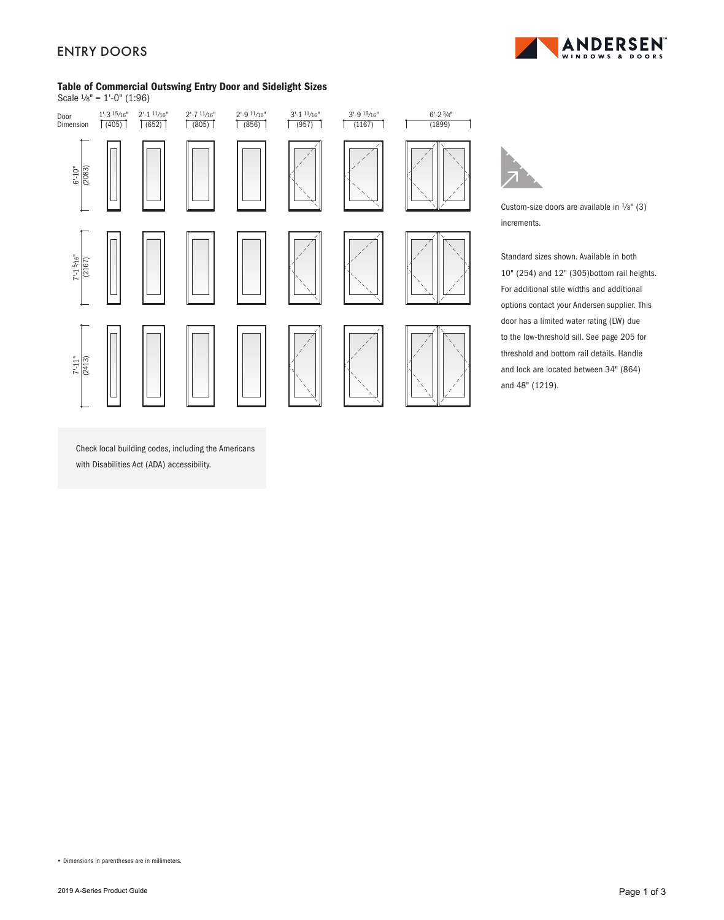# ENTRY DOORS

## Table of Commercial Outswing Entry Door and Sidelight Sizes

Scale 1/8" = 1'-0" (1:96)

| Door Dimension | 1'-3 15/16" (405) | 2'-1 11/16" (652) | 2'-7 11/16" (805) | 2'-9 11/16" (856) | 3'-1 11/16" (957) | 3'-9 15/16" (1167) | 6'-2 3/4" (1899) |
|---|---|---|---|---|---|---|---|
| 6'-10" (2083) | | | | | | | |
| 7'-1 5/16" (2167) | | | | | | | |
| 7'-11" (2413) | | | | | | | |

Custom-size doors are available in 1/8" (3) increments.

Standard sizes shown. Available in both 10" (254) and 12" (305)bottom rail heights. For additional stile widths and additional options contact your Andersen supplier. This door has a limited water rating (LW) due to the low-threshold sill. See page 205 for threshold and bottom rail details. Handle and lock are located between 34" (864) and 48" (1219).

Check local building codes, including the Americans with Disabilities Act (ADA) accessibility.

- Dimensions in parentheses are in millimeters.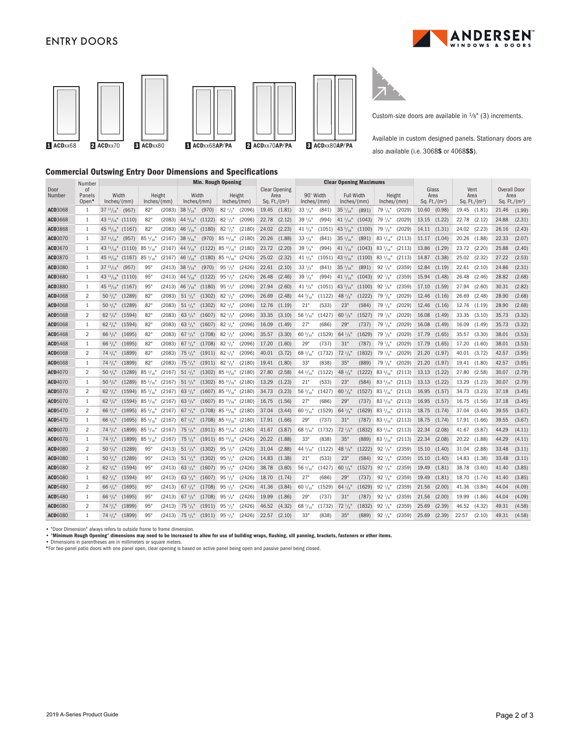## ENTRY DOORS

1 ACDxx68 2 ACDxx70 3 ACDxx80 1 ACDxx68AP/PA 2 ACDxx70AP/PA 3 ACDxx80AP/PA

Custom-size doors are available in 1/8" (3) increments.

Available in custom designed panels. Stationary doors are also available (i.e. 3068**S** or 4068**SS**).

### Commercial Outswing Entry Door Dimensions and Specifications

| Door Number | Number of Panels Open* | Width Inches/(mm) | Height Inches/(mm) | Min. Rough Opening Width Inches/(mm) | Min. Rough Opening Height Inches/(mm) | Clear Opening Area Sq. Ft./(m²) | Clear Opening Maximums 90° Width Inches/(mm) | Clear Opening Maximums Full Width Inches/(mm) | Clear Opening Maximums Height Inches/(mm) | Glass Area Sq. Ft./(m²) | Vent Area Sq. Ft./(m²) | Overall Door Area Sq. Ft./(m²) |
|---|---|---|---|---|---|---|---|---|---|---|---|---|
| **ACD**3068 | 1 | 37 11/16" (957) | 82" (2083) | 38 3/16" (970) | 82 1/2" (2096) | 19.45 (1.81) | 33 1/8" (841) | 35 1/16" (891) | 79 7/8" (2029) | 10.60 (0.98) | 19.45 (1.81) | 21.46 (1.99) |
| **ACD**3668 | 1 | 43 11/16" (1110) | 82" (2083) | 44 3/16" (1122) | 82 1/2" (2096) | 22.78 (2.12) | 39 1/8" (994) | 41 1/16" (1043) | 79 7/8" (2029) | 13.15 (1.22) | 22.78 (2.12) | 24.88 (2.31) |
| **ACD**3868 | 1 | 45 15/16" (1167) | 82" (2083) | 46 7/16" (1180) | 82 1/2" (2180) | 24.02 (2.23) | 41 3/8" (1051) | 43 5/16" (1100) | 79 7/8" (2029) | 14.11 (1.31) | 24.02 (2.23) | 26.16 (2.43) |
| **ACD**3070 | 1 | 37 11/16" (957) | 85 5/16" (2167) | 38 3/16" (970) | 85 13/16" (2180) | 20.26 (1.88) | 33 1/8" (841) | 35 1/16" (891) | 83 3/16" (2113) | 11.17 (1.04) | 20.26 (1.88) | 22.33 (2.07) |
| **ACD**3670 | 1 | 43 11/16" (1110) | 85 5/16" (2167) | 44 3/16" (1122) | 85 13/16" (2180) | 23.72 (2.20) | 39 1/8" (994) | 41 1/16" (1043) | 83 3/16" (2113) | 13.86 (1.29) | 23.72 (2.20) | 25.88 (2.40) |
| **ACD**3870 | 1 | 45 15/16" (1167) | 85 5/16" (2167) | 46 7/16" (1180) | 85 13/16" (2426) | 25.02 (2.32) | 41 3/8" (1051) | 43 5/16" (1100) | 83 3/16" (2113) | 14.87 (1.38) | 25.02 (2.32) | 27.22 (2.53) |
| **ACD**3080 | 1 | 37 11/16" (957) | 95" (2413) | 38 3/16" (970) | 95 1/2" (2426) | 22.61 (2.10) | 33 1/8" (841) | 35 1/16" (891) | 92 7/8" (2359) | 12.84 (1.19) | 22.61 (2.10) | 24.86 (2.31) |
| **ACD**3680 | 1 | 43 11/16" (1110) | 95" (2413) | 44 3/16" (1122) | 95 1/2" (2426) | 26.48 (2.46) | 39 1/8" (994) | 41 1/16" (1043) | 92 7/8" (2359) | 15.94 (1.48) | 26.48 (2.46) | 28.82 (2.68) |
| **ACD**3880 | 1 | 45 15/16" (1167) | 95" (2413) | 46 7/16" (1180) | 95 1/2" (2096) | 27.94 (2.60) | 41 3/8" (1051) | 43 5/16" (1100) | 92 7/8" (2359) | 17.10 (1.59) | 27.94 (2.60) | 30.31 (2.82) |
| **ACD**4068 | 2 | 50 3/4" (1289) | 82" (2083) | 51 1/4" (1302) | 82 1/2" (2096) | 26.69 (2.48) | 44 3/16" (1122) | 48 1/8" (1222) | 79 7/8" (2029) | 12.46 (1.16) | 26.69 (2.48) | 28.90 (2.68) |
| **ACD**4068 | 1 | 50 3/4" (1289) | 82" (2083) | 51 1/4" (1302) | 82 1/2" (2096) | 12.76 (1.19) | 21" (533) | 23" (584) | 79 7/8" (2029) | 12.46 (1.16) | 12.76 (1.19) | 28.90 (2.68) |
| **ACD**5068 | 2 | 62 3/4" (1594) | 82" (2083) | 63 1/4" (1607) | 82 1/2" (2096) | 33.35 (3.10) | 56 3/16" (1427) | 60 1/8" (1527) | 79 7/8" (2029) | 16.08 (1.49) | 33.35 (3.10) | 35.73 (3.32) |
| **ACD**5068 | 1 | 62 3/4" (1594) | 82" (2083) | 63 1/4" (1607) | 82 1/2" (2096) | 16.09 (1.49) | 27" (686) | 29" (737) | 79 7/8" (2029) | 16.08 (1.49) | 16.09 (1.49) | 35.73 (3.32) |
| **ACD**5468 | 2 | 66 3/4" (1695) | 82" (2083) | 67 1/4" (1708) | 82 1/2" (2096) | 35.57 (3.30) | 60 3/16" (1529) | 64 1/8" (1629) | 79 7/8" (2029) | 17.79 (1.65) | 35.57 (3.30) | 38.01 (3.53) |
| **ACD**5468 | 1 | 66 3/4" (1695) | 82" (2083) | 67 1/4" (1708) | 82 1/2" (2096) | 17.20 (1.60) | 29" (737) | 31" (787) | 79 7/8" (2029) | 17.79 (1.65) | 17.20 (1.60) | 38.01 (3.53) |
| **ACD**6068 | 2 | 74 3/4" (1899) | 82" (2083) | 75 1/4" (1911) | 82 1/2" (2096) | 40.01 (3.72) | 68 3/16" (1732) | 72 1/8" (1832) | 79 7/8" (2029) | 21.20 (1.97) | 40.01 (3.72) | 42.57 (3.95) |
| **ACD**6068 | 1 | 74 3/4" (1899) | 82" (2083) | 75 1/4" (1911) | 82 1/2" (2180) | 19.41 (1.80) | 33" (838) | 35" (889) | 79 7/8" (2029) | 21.20 (1.97) | 19.41 (1.80) | 42.57 (3.95) |
| **ACD**4070 | 2 | 50 3/4" (1289) | 85 5/16" (2167) | 51 1/4" (1302) | 85 13/16" (2180) | 27.80 (2.58) | 44 3/16" (1122) | 48 1/8" (1222) | 83 3/16" (2113) | 13.13 (1.22) | 27.80 (2.58) | 30.07 (2.79) |
| **ACD**4070 | 1 | 50 3/4" (1289) | 85 5/16" (2167) | 51 1/4" (1302) | 85 13/16" (2180) | 13.29 (1.23) | 21" (533) | 23" (584) | 83 3/16" (2113) | 13.13 (1.22) | 13.29 (1.23) | 30.07 (2.79) |
| **ACD**5070 | 2 | 62 3/4" (1594) | 85 5/16" (2167) | 63 1/4" (1607) | 85 13/16" (2180) | 34.73 (3.23) | 56 3/16" (1427) | 60 1/8" (1527) | 83 3/16" (2113) | 16.95 (1.57) | 34.73 (3.23) | 37.18 (3.45) |
| **ACD**5070 | 1 | 62 3/4" (1594) | 85 5/16" (2167) | 63 1/4" (1607) | 85 13/16" (2180) | 16.75 (1.56) | 27" (686) | 29" (737) | 83 3/16" (2113) | 16.95 (1.57) | 16.75 (1.56) | 37.18 (3.45) |
| **ACD**5470 | 2 | 66 3/4" (1695) | 85 5/16" (2167) | 67 1/4" (1708) | 85 13/16" (2180) | 37.04 (3.44) | 60 3/16" (1529) | 64 1/8" (1629) | 83 3/16" (2113) | 18.75 (1.74) | 37.04 (3.44) | 39.55 (3.67) |
| **ACD**5470 | 1 | 66 3/4" (1695) | 85 5/16" (2167) | 67 1/4" (1708) | 85 13/16" (2180) | 17.91 (1.66) | 29" (737) | 31" (787) | 83 3/16" (2113) | 18.75 (1.74) | 17.91 (1.66) | 39.55 (3.67) |
| **ACD**6070 | 2 | 74 3/4" (1899) | 85 5/16" (2167) | 75 1/4" (1911) | 85 13/16" (2180) | 41.67 (3.87) | 68 3/16" (1732) | 72 1/8" (1832) | 83 3/16" (2113) | 22.34 (2.08) | 41.67 (3.87) | 44.29 (4.11) |
| **ACD**6070 | 1 | 74 3/4" (1899) | 85 5/16" (2167) | 75 1/4" (1911) | 85 13/16" (2426) | 20.22 (1.88) | 33" (838) | 35" (889) | 83 3/16" (2113) | 22.34 (2.08) | 20.22 (1.88) | 44.29 (4.11) |
| **ACD**4080 | 2 | 50 3/4" (1289) | 95" (2413) | 51 1/4" (1302) | 95 1/2" (2426) | 31.04 (2.88) | 44 3/16" (1122) | 48 1/8" (1222) | 92 7/8" (2359) | 15.10 (1.40) | 31.04 (2.88) | 33.48 (3.11) |
| **ACD**4080 | 1 | 50 3/4" (1289) | 95" (2413) | 51 1/4" (1302) | 95 1/2" (2426) | 14.83 (1.38) | 21" (533) | 23" (584) | 92 7/8" (2359) | 15.10 (1.40) | 14.83 (1.38) | 33.48 (3.11) |
| **ACD**5080 | 2 | 62 3/4" (1594) | 95" (2413) | 63 1/4" (1607) | 95 1/2" (2426) | 38.78 (3.60) | 56 3/16" (1427) | 60 1/8" (1527) | 92 7/8" (2359) | 19.49 (1.81) | 38.78 (3.60) | 41.40 (3.85) |
| **ACD**5080 | 1 | 62 3/4" (1594) | 95" (2413) | 63 1/4" (1607) | 95 1/2" (2426) | 18.70 (1.74) | 27" (686) | 29" (737) | 92 7/8" (2359) | 19.49 (1.81) | 18.70 (1.74) | 41.40 (3.85) |
| **ACD**5480 | 2 | 66 3/4" (1695) | 95" (2413) | 67 1/4" (1708) | 95 1/2" (2426) | 41.36 (3.84) | 60 3/16" (1529) | 64 1/8" (1629) | 92 7/8" (2359) | 21.56 (2.00) | 41.36 (3.84) | 44.04 (4.09) |
| **ACD**5480 | 1 | 66 3/4" (1695) | 95" (2413) | 67 1/4" (1708) | 95 1/2" (2426) | 19.99 (1.86) | 29" (737) | 31" (787) | 92 7/8" (2359) | 21.56 (2.00) | 19.99 (1.86) | 44.04 (4.09) |
| **ACD**6080 | 2 | 74 3/4" (1899) | 95" (2413) | 75 1/4" (1911) | 95 1/2" (2426) | 46.52 (4.32) | 68 3/16" (1732) | 72 1/8" (1832) | 92 7/8" (2359) | 25.69 (2.39) | 46.52 (4.32) | 49.31 (4.58) |
| **ACD**6080 | 1 | 74 3/4" (1899) | 95" (2413) | 75 1/4" (1911) | 95 1/2" (2426) | 22.57 (2.10) | 33" (838) | 35" (889) | 92 7/8" (2359) | 25.69 (2.39) | 22.57 (2.10) | 49.31 (4.58) |

- "Door Dimension" always refers to outside frame to frame dimension.
- "**Minimum Rough Opening" dimensions may need to be increased to allow for use of building wraps, flashing, sill panning, brackets, fasteners or other items.**
- Dimensions in parentheses are in millimeters or square meters.

*For two-panel patio doors with one panel open, clear opening is based on active panel being open and passive panel being closed.

2019 A-Series Product Guide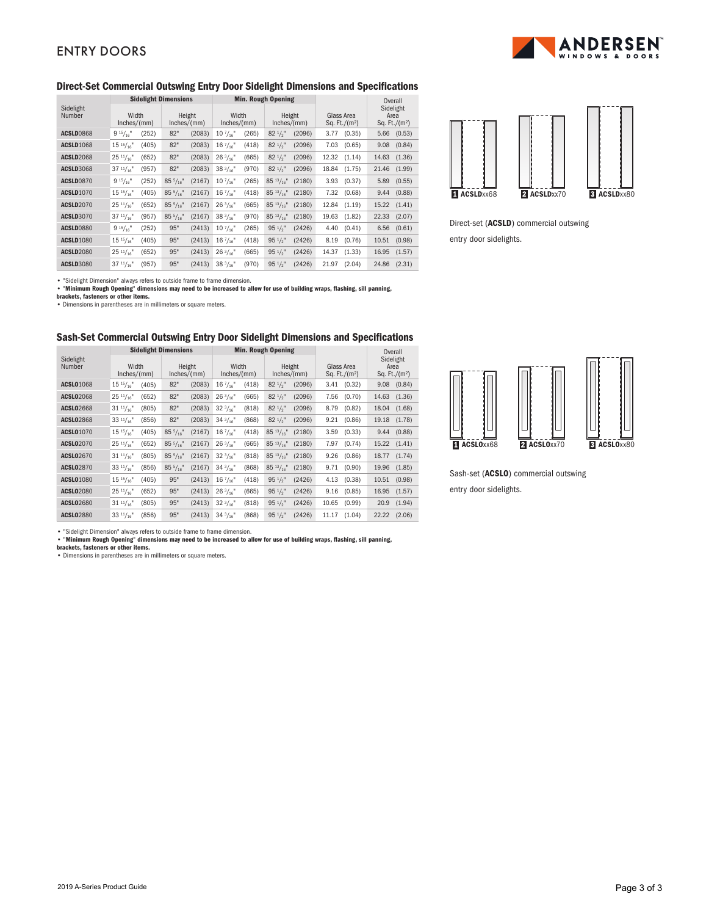ENTRY DOORS

## Direct-Set Commercial Outswing Entry Door Sidelight Dimensions and Specifications

| Sidelight Number | Sidelight Dimensions | | | | Min. Rough Opening | | | | Glass Area | | Overall Sidelight Area | |
|---|---|---|---|---|---|---|---|---|---|---|---|---|
| | Width Inches/(mm) | | Height Inches/(mm) | | Width Inches/(mm) | | Height Inches/(mm) | | Sq. Ft./(m²) | | Sq. Ft./(m²) | |
| **ACSLD**0868 | 9 15/16" | (252) | 82" | (2083) | 10 7/16" | (265) | 82 1/2" | (2096) | 3.77 | (0.35) | 5.66 | (0.53) |
| **ACSLD**1068 | 15 15/16" | (405) | 82" | (2083) | 16 7/16" | (418) | 82 1/2" | (2096) | 7.03 | (0.65) | 9.08 | (0.84) |
| **ACSLD**2068 | 25 11/16" | (652) | 82" | (2083) | 26 3/16" | (665) | 82 1/2" | (2096) | 12.32 | (1.14) | 14.63 | (1.36) |
| **ACSLD**3068 | 37 11/16" | (957) | 82" | (2083) | 38 3/16" | (970) | 82 1/2" | (2096) | 18.84 | (1.75) | 21.46 | (1.99) |
| **ACSLD**0870 | 9 15/16" | (252) | 85 5/16" | (2167) | 10 7/16" | (265) | 85 13/16" | (2180) | 3.93 | (0.37) | 5.89 | (0.55) |
| **ACSLD**1070 | 15 15/16" | (405) | 85 5/16" | (2167) | 16 7/16" | (418) | 85 13/16" | (2180) | 7.32 | (0.68) | 9.44 | (0.88) |
| **ACSLD**2070 | 25 11/16" | (652) | 85 5/16" | (2167) | 26 3/16" | (665) | 85 13/16" | (2180) | 12.84 | (1.19) | 15.22 | (1.41) |
| **ACSLD**3070 | 37 11/16" | (957) | 85 5/16" | (2167) | 38 3/16" | (970) | 85 13/16" | (2180) | 19.63 | (1.82) | 22.33 | (2.07) |
| **ACSLD**0880 | 9 15/16" | (252) | 95" | (2413) | 10 7/16" | (265) | 95 1/2" | (2426) | 4.40 | (0.41) | 6.56 | (0.61) |
| **ACSLD**1080 | 15 15/16" | (405) | 95" | (2413) | 16 7/16" | (418) | 95 1/2" | (2426) | 8.19 | (0.76) | 10.51 | (0.98) |
| **ACSLD**2080 | 25 11/16" | (652) | 95" | (2413) | 26 3/16" | (665) | 95 1/2" | (2426) | 14.37 | (1.33) | 16.95 | (1.57) |
| **ACSLD**3080 | 37 11/16" | (957) | 95" | (2413) | 38 3/16" | (970) | 95 1/2" | (2426) | 21.97 | (2.04) | 24.86 | (2.31) |

- "Sidelight Dimension" always refers to outside frame to frame dimension.
- **"Minimum Rough Opening" dimensions may need to be increased to allow for use of building wraps, flashing, sill panning, brackets, fasteners or other items.**
- Dimensions in parentheses are in millimeters or square meters.

**1** ACSLDxx68 **2** ACSLDxx70 **3** ACSLDxx80

Direct-set (**ACSLD**) commercial outswing entry door sidelights.

## Sash-Set Commercial Outswing Entry Door Sidelight Dimensions and Specifications

| Sidelight Number | Sidelight Dimensions | | | | Min. Rough Opening | | | | Glass Area | | Overall Sidelight Area | |
|---|---|---|---|---|---|---|---|---|---|---|---|---|
| | Width Inches/(mm) | | Height Inches/(mm) | | Width Inches/(mm) | | Height Inches/(mm) | | Sq. Ft./(m²) | | Sq. Ft./(m²) | |
| **ACSLO**1068 | 15 15/16" | (405) | 82" | (2083) | 16 7/16" | (418) | 82 1/2" | (2096) | 3.41 | (0.32) | 9.08 | (0.84) |
| **ACSLO**2068 | 25 11/16" | (652) | 82" | (2083) | 26 3/16" | (665) | 82 1/2" | (2096) | 7.56 | (0.70) | 14.63 | (1.36) |
| **ACSLO**2668 | 31 11/16" | (805) | 82" | (2083) | 32 3/16" | (818) | 82 1/2" | (2096) | 8.79 | (0.82) | 18.04 | (1.68) |
| **ACSLO**2868 | 33 11/16" | (856) | 82" | (2083) | 34 3/16" | (868) | 82 1/2" | (2096) | 9.21 | (0.86) | 19.18 | (1.78) |
| **ACSLO**1070 | 15 15/16" | (405) | 85 5/16" | (2167) | 16 7/16" | (418) | 85 13/16" | (2180) | 3.59 | (0.33) | 9.44 | (0.88) |
| **ACSLO**2070 | 25 11/16" | (652) | 85 5/16" | (2167) | 26 3/16" | (665) | 85 13/16" | (2180) | 7.97 | (0.74) | 15.22 | (1.41) |
| **ACSLO**2670 | 31 11/16" | (805) | 85 5/16" | (2167) | 32 3/16" | (818) | 85 13/16" | (2180) | 9.26 | (0.86) | 18.77 | (1.74) |
| **ACSLO**2870 | 33 11/16" | (856) | 85 5/16" | (2167) | 34 3/16" | (868) | 85 13/16" | (2180) | 9.71 | (0.90) | 19.96 | (1.85) |
| **ACSLO**1080 | 15 15/16" | (405) | 95" | (2413) | 16 7/16" | (418) | 95 1/2" | (2426) | 4.13 | (0.38) | 10.51 | (0.98) |
| **ACSLO**2080 | 25 11/16" | (652) | 95" | (2413) | 26 3/16" | (665) | 95 1/2" | (2426) | 9.16 | (0.85) | 16.95 | (1.57) |
| **ACSLO**2680 | 31 11/16" | (805) | 95" | (2413) | 32 3/16" | (818) | 95 1/2" | (2426) | 10.65 | (0.99) | 20.9 | (1.94) |
| **ACSLO**2880 | 33 11/16" | (856) | 95" | (2413) | 34 3/16" | (868) | 95 1/2" | (2426) | 11.17 | (1.04) | 22.22 | (2.06) |

- "Sidelight Dimension" always refers to outside frame to frame dimension.
- **"Minimum Rough Opening" dimensions may need to be increased to allow for use of building wraps, flashing, sill panning, brackets, fasteners or other items.**
- Dimensions in parentheses are in millimeters or square meters.

**1** ACSLOxx68 **2** ACSLOxx70 **3** ACSLOxx80

Sash-set (**ACSLO**) commercial outswing entry door sidelights.

2019 A-Series Product Guide